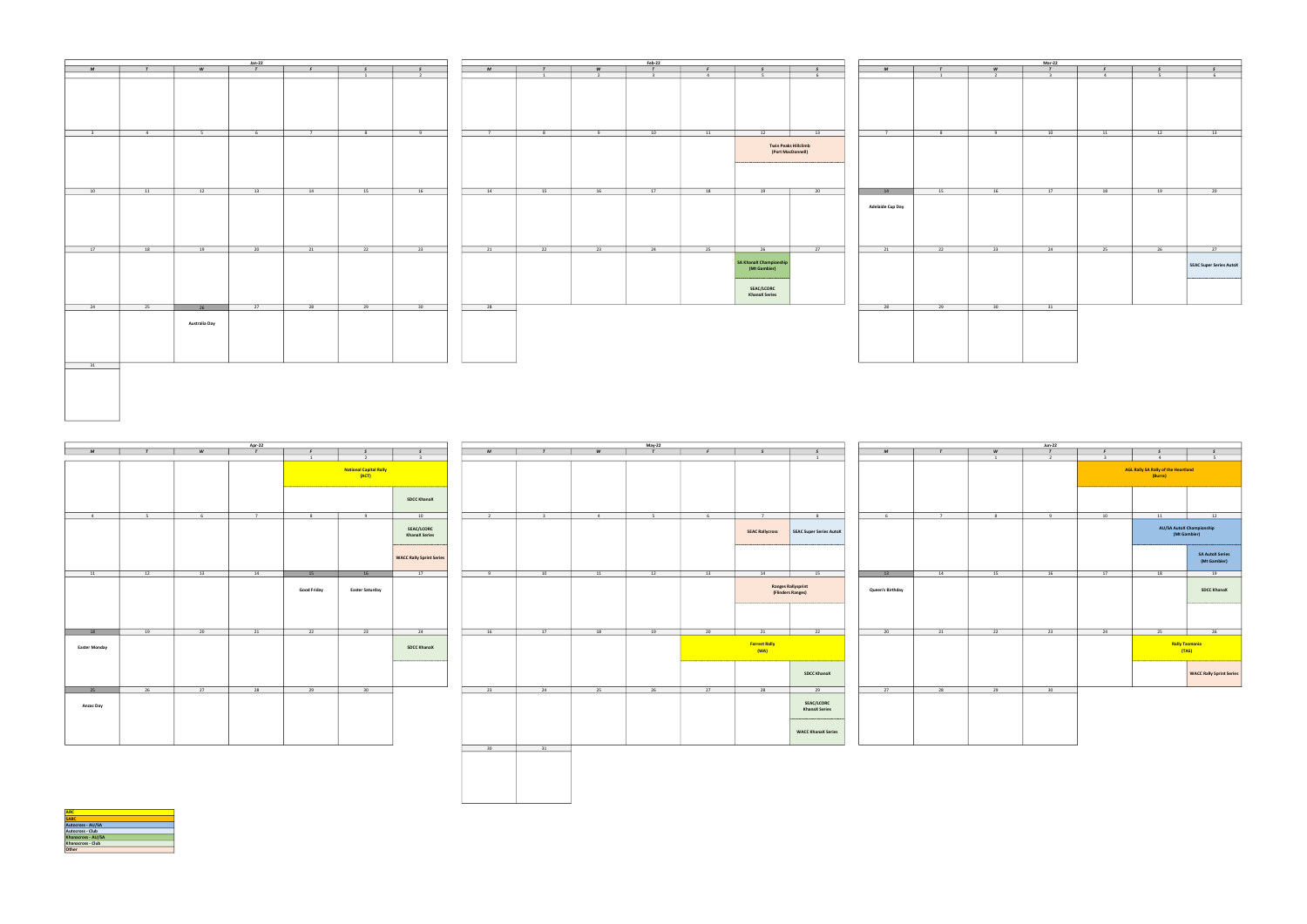## Jan-22

| M | T | W | T | F | S | S |
|---|---|---|---|---|---|---|
| | | | | | 1 | 2 |
| 3 | 4 | 5 | 6 | 7 | 8 | 9 |
| 10 | 11 | 12 | 13 | 14 | 15 | 16 |
| 17 | 18 | 19 | 20 | 21 | 22 | 23 |
| 24 | 25 | 26 Australia Day | 27 | 28 | 29 | 30 |
| 31 | | | | | | |

## Feb-22

| M | T | W | T | F | S | S |
|---|---|---|---|---|---|---|
| | 1 | 2 | 3 | 4 | 5 | 6 |
| 7 | 8 | 9 | 10 | 11 | 12 Twin Peaks Hillclimb (Port MacDonnell) | 13 Twin Peaks Hillclimb (Port MacDonnell) |
| 14 | 15 | 16 | 17 | 18 | 19 | 20 |
| 21 | 22 | 23 | 24 | 25 | 26 SA Khanakh Championship (Mt Gambier); SEAC/LCDRC KhanaX Series | 27 |
| 28 | | | | | | |

## Mar-22

| M | T | W | T | F | S | S |
|---|---|---|---|---|---|---|
| | 1 | 2 | 3 | 4 | 5 | 6 |
| 7 | 8 | 9 | 10 | 11 | 12 | 13 |
| 14 Adelaide Cup Day | 15 | 16 | 17 | 18 | 19 | 20 |
| 21 | 22 | 23 | 24 | 25 | 26 | 27 SEAC Super Series AutoX |
| 28 | 29 | 30 | 31 | | | |

## Apr-22

| M | T | W | T | F | S | S |
|---|---|---|---|---|---|---|
| | | | | 1 National Capital Rally (ACT) | 2 National Capital Rally (ACT) | 3 National Capital Rally (ACT); SDCC KhanaX |
| 4 | 5 | 6 | 7 | 8 | 9 | 10 SEAC/LCDRC KhanaX Series; WACC Rally Sprint Series |
| 11 | 12 | 13 | 14 | 15 Good Friday | 16 Easter Saturday | 17 |
| 18 Easter Monday | 19 | 20 | 21 | 22 | 23 | 24 SDCC KhanaX |
| 25 Anzac Day | 26 | 27 | 28 | 29 | 30 | |

## May-22

| M | T | W | T | F | S | S |
|---|---|---|---|---|---|---|
| | | | | | | 1 |
| 2 | 3 | 4 | 5 | 6 | 7 SEAC Rallycross | 8 SEAC Super Series AutoX |
| 9 | 10 | 11 | 12 | 13 | 14 Ranges Rallysprint (Flinders Ranges) | 15 Ranges Rallysprint (Flinders Ranges) |
| 16 | 17 | 18 | 19 | 20 Forrest Rally (WA) | 21 Forrest Rally (WA) | 22 Forrest Rally (WA); SDCC KhanaX |
| 23 | 24 | 25 | 26 | 27 | 28 | 29 SEAC/LCDRC KhanaX Series; WACC KhanaX Series |
| 30 | 31 | | | | | |

## Jun-22

| M | T | W | T | F | S | S |
|---|---|---|---|---|---|---|
| | | 1 | 2 | 3 AGL Rally SA Rally of the Heartland (Burra) | 4 AGL Rally SA Rally of the Heartland (Burra) | 5 AGL Rally SA Rally of the Heartland (Burra) |
| 6 | 7 | 8 | 9 | 10 | 11 AU/SA AutoX Championship (Mt Gambier) | 12 AU/SA AutoX Championship (Mt Gambier); SA AutoX Series (Mt Gambier) |
| 13 Queen's Birthday | 14 | 15 | 16 | 17 | 18 | 19 SDCC KhanaX |
| 20 | 21 | 22 | 23 | 24 | 25 Rally Tasmania (TAS) | 26 Rally Tasmania (TAS); WACC Rally Sprint Series |
| 27 | 28 | 29 | 30 | | | |

**Legend:**

- ARC
- SARC
- Autocross - AU/SA
- Autocross - Club
- Khanacross - AU/SA
- Khanacross - Club
- Other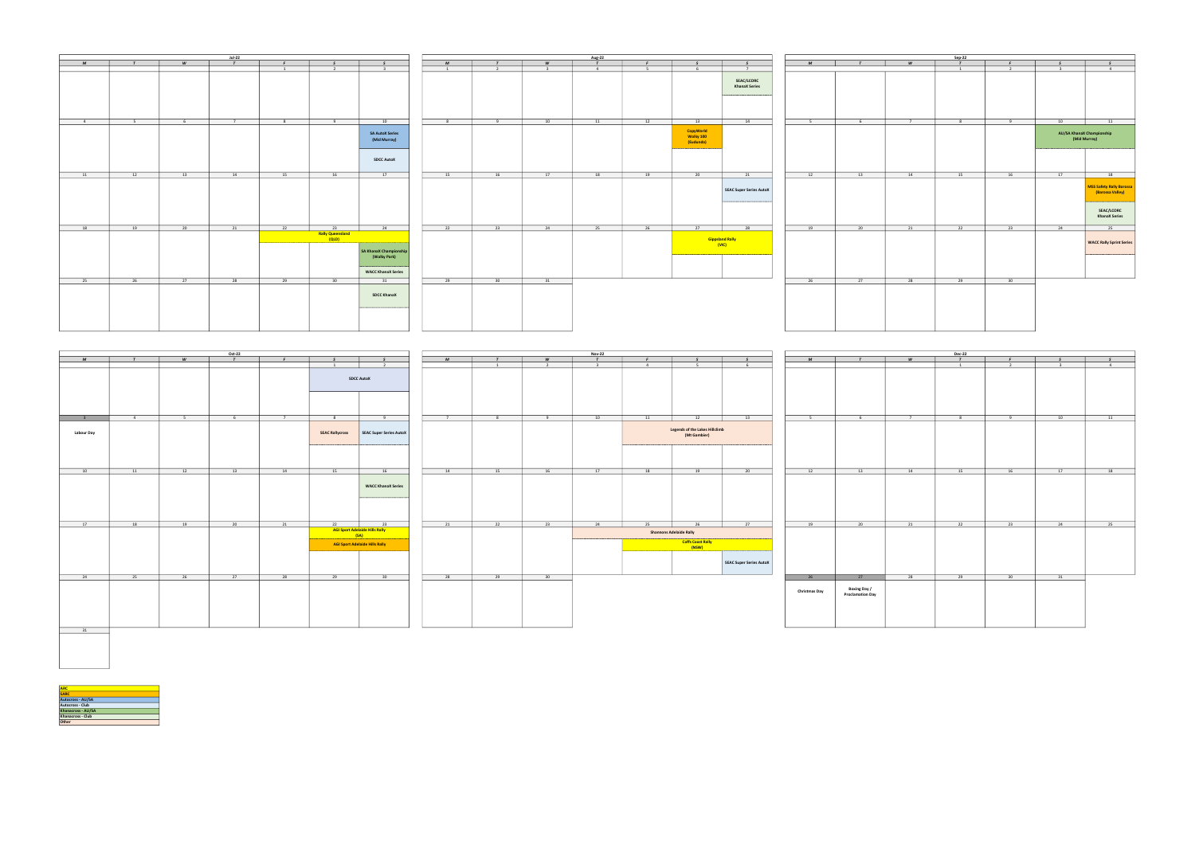## Jul-22

| M | T | W | T | F | S | S |
|---|---|---|---|---|---|---|
| | | | | 1 | 2 | 3 |
| | | | | | | |
| 4 | 5 | 6 | 7 | 8 | 9 | 10 |
| | | | | | | SA AutoX Series (Mid Murray); SDCC AutoX |
| 11 | 12 | 13 | 14 | 15 | 16 | 17 |
| | | | | | | |
| 18 | 19 | 20 | 21 | 22 | 23 | 24 |
| | | | | Rally Queensland (QLD) | Rally Queensland (QLD) | SA KhanaX Championship (Wally Park); WACC KhanaX Series |
| 25 | 26 | 27 | 28 | 29 | 30 | 31 |
| | | | | | | SDCC KhanaX |

## Aug-22

| M | T | W | T | F | S | S |
|---|---|---|---|---|---|---|
| 1 | 2 | 3 | 4 | 5 | 6 | 7 |
| | | | | | | SEAC/LCORC KhanaX Series |
| 8 | 9 | 10 | 11 | 12 | 13 | 14 |
| | | | | | CopyWorld Walky 100 (Kulpara) | |
| 15 | 16 | 17 | 18 | 19 | 20 | 21 |
| | | | | | | SEAC Super Series AutoX |
| 22 | 23 | 24 | 25 | 26 | 27 | 28 |
| | | | | | Gippsland Rally (VIC) | Gippsland Rally (VIC) |
| 29 | 30 | 31 | | | | |
| | | | | | | |

## Sep-22

| M | T | W | T | F | S | S |
|---|---|---|---|---|---|---|
| | | | 1 | 2 | 3 | 4 |
| | | | | | | |
| 5 | 6 | 7 | 8 | 9 | 10 | 11 |
| | | | | | AU/SA KhanaX Championship (Mid Murray) | AU/SA KhanaX Championship (Mid Murray) |
| 12 | 13 | 14 | 15 | 16 | 17 | 18 |
| | | | | | | MSS Safety Rally Barossa (Barossa Valley); SEAC/LCORC KhanaX Series |
| 19 | 20 | 21 | 22 | 23 | 24 | 25 |
| | | | | | | WACC Rally Sprint Series |
| 26 | 27 | 28 | 29 | 30 | | |
| | | | | | | |

## Oct-22

| M | T | W | T | F | S | S |
|---|---|---|---|---|---|---|
| | | | | | 1 | 2 |
| | | | | | SDCC AutoX | SDCC AutoX |
| 3 | 4 | 5 | 6 | 7 | 8 | 9 |
| Labour Day | | | | | SEAC Rallycross | SEAC Super Series AutoX |
| 10 | 11 | 12 | 13 | 14 | 15 | 16 |
| | | | | | | WACC KhanaX Series |
| 17 | 18 | 19 | 20 | 21 | 22 | 23 |
| | | | | | AGI Sport Adelaide Hills Rally (SA); AGI Sport Adelaide Hills Rally | AGI Sport Adelaide Hills Rally (SA); AGI Sport Adelaide Hills Rally |
| 24 | 25 | 26 | 27 | 28 | 29 | 30 |
| | | | | | | |
| 31 | | | | | | |
| | | | | | | |

## Nov-22

| M | T | W | T | F | S | S |
|---|---|---|---|---|---|---|
| | 1 | 2 | 3 | 4 | 5 | 6 |
| | | | | | | |
| 7 | 8 | 9 | 10 | 11 | 12 | 13 |
| | | | | Legends of the Lakes Hillclimb (Mt Gambier) | Legends of the Lakes Hillclimb (Mt Gambier) | Legends of the Lakes Hillclimb (Mt Gambier) |
| 14 | 15 | 16 | 17 | 18 | 19 | 20 |
| | | | | | | |
| 21 | 22 | 23 | 24 | 25 | 26 | 27 |
| | | | Shannons Adelaide Rally | Shannons Adelaide Rally; Coffs Coast Rally (NSW) | Shannons Adelaide Rally; Coffs Coast Rally (NSW) | Shannons Adelaide Rally; SEAC Super Series AutoX |
| 28 | 29 | 30 | | | | |
| | | | | | | |

## Dec-22

| M | T | W | T | F | S | S |
|---|---|---|---|---|---|---|
| | | | 1 | 2 | 3 | 4 |
| | | | | | | |
| 5 | 6 | 7 | 8 | 9 | 10 | 11 |
| | | | | | | |
| 12 | 13 | 14 | 15 | 16 | 17 | 18 |
| | | | | | | |
| 19 | 20 | 21 | 22 | 23 | 24 | 25 |
| | | | | | | |
| 26 | 27 | 28 | 29 | 30 | 31 | |
| Christmas Day | Boxing Day / Proclamation Day | | | | | |

**Legend**

- ARC
- SARC
- Autocross - AU/SA
- Autocross - Club
- Khanacross - AU/SA
- Khanacross - Club
- Other